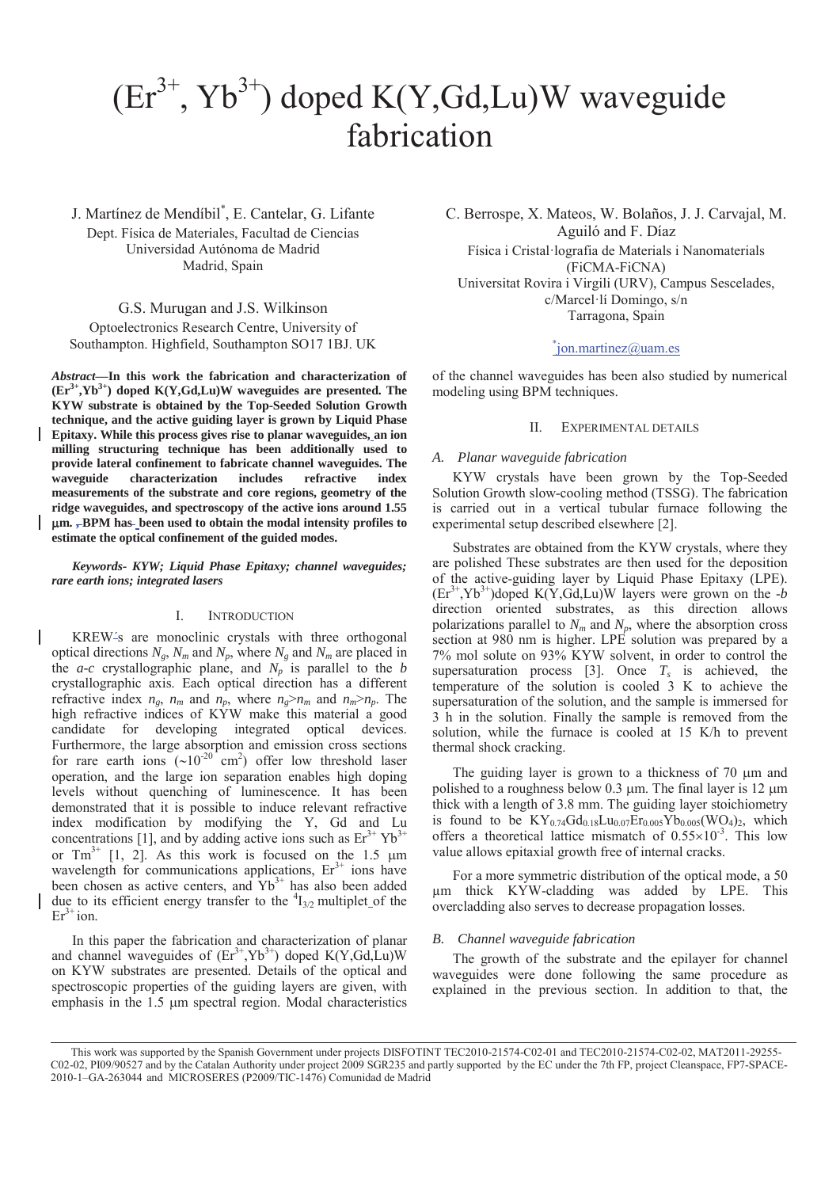# ($Er^{3+}$, $Yb^{3+}$) doped K(Y,Gd,Lu)W waveguide fabrication

J. Martínez de Mendíbil[*], E. Cantelar, G. Lifante
Dept. Física de Materiales, Facultad de Ciencias
Universidad Autónoma de Madrid
Madrid, Spain

G.S. Murugan and J.S. Wilkinson
Optoelectronics Research Centre, University of Southampton. Highfield, Southampton SO17 1BJ. UK

C. Berrospe, X. Mateos, W. Bolaños, J. J. Carvajal, M. Aguiló and F. Díaz
Física i Cristal·lografia de Materials i Nanomaterials (FiCMA-FiCNA)
Universitat Rovira i Virgili (URV), Campus Sescelades, c/Marcel·lí Domingo, s/n
Tarragona, Spain

[*]jon.martinez@uam.es

***Abstract*—In this work the fabrication and characterization of ($Er^{3+}$,$Yb^{3+}$) doped K(Y,Gd,Lu)W waveguides are presented. The KYW substrate is obtained by the Top-Seeded Solution Growth technique, and the active guiding layer is grown by Liquid Phase Epitaxy. While this process gives rise to planar waveguides, an ion milling structuring technique has been additionally used to provide lateral confinement to fabricate channel waveguides. The waveguide characterization includes refractive index measurements of the substrate and core regions, geometry of the ridge waveguides, and spectroscopy of the active ions around 1.55 µm. BPM has been used to obtain the modal intensity profiles to estimate the optical confinement of the guided modes.**

***Keywords- KYW; Liquid Phase Epitaxy; channel waveguides; rare earth ions; integrated lasers***

## I. INTRODUCTION

KREWs are monoclinic crystals with three orthogonal optical directions $N_g$, $N_m$ and $N_p$, where $N_g$ and $N_m$ are placed in the *a-c* crystallographic plane, and $N_p$ is parallel to the *b* crystallographic axis. Each optical direction has a different refractive index $n_g$, $n_m$ and $n_p$, where $n_g > n_m$ and $n_m > n_p$. The high refractive indices of KYW make this material a good candidate for developing integrated optical devices. Furthermore, the large absorption and emission cross sections for rare earth ions ($\sim 10^{-20}$ cm$^2$) offer low threshold laser operation, and the large ion separation enables high doping levels without quenching of luminescence. It has been demonstrated that it is possible to induce relevant refractive index modification by modifying the Y, Gd and Lu concentrations [1], and by adding active ions such as $Er^{3+}$ $Yb^{3+}$ or $Tm^{3+}$ [1, 2]. As this work is focused on the 1.5 µm wavelength for communications applications, $Er^{3+}$ ions have been chosen as active centers, and $Yb^{3+}$ has also been added due to its efficient energy transfer to the $^4I_{3/2}$ multiplet of the $Er^{3+}$ ion.

In this paper the fabrication and characterization of planar and channel waveguides of ($Er^{3+}$,$Yb^{3+}$) doped K(Y,Gd,Lu)W on KYW substrates are presented. Details of the optical and spectroscopic properties of the guiding layers are given, with emphasis in the 1.5 µm spectral region. Modal characteristics of the channel waveguides has been also studied by numerical modeling using BPM techniques.

## II. EXPERIMENTAL DETAILS

### *A. Planar waveguide fabrication*

KYW crystals have been grown by the Top-Seeded Solution Growth slow-cooling method (TSSG). The fabrication is carried out in a vertical tubular furnace following the experimental setup described elsewhere [2].

Substrates are obtained from the KYW crystals, where they are polished These substrates are then used for the deposition of the active-guiding layer by Liquid Phase Epitaxy (LPE). ($Er^{3+}$,$Yb^{3+}$)doped K(Y,Gd,Lu)W layers were grown on the *-b* direction oriented substrates, as this direction allows polarizations parallel to $N_m$ and $N_p$, where the absorption cross section at 980 nm is higher. LPE solution was prepared by a 7% mol solute on 93% KYW solvent, in order to control the supersaturation process [3]. Once $T_s$ is achieved, the temperature of the solution is cooled 3 K to achieve the supersaturation of the solution, and the sample is immersed for 3 h in the solution. Finally the sample is removed from the solution, while the furnace is cooled at 15 K/h to prevent thermal shock cracking.

The guiding layer is grown to a thickness of 70 µm and polished to a roughness below 0.3 µm. The final layer is 12 µm thick with a length of 3.8 mm. The guiding layer stoichiometry is found to be $KY_{0.74}Gd_{0.18}Lu_{0.07}Er_{0.005}Yb_{0.005}(WO_4)_2$, which offers a theoretical lattice mismatch of $0.55\times10^{-3}$. This low value allows epitaxial growth free of internal cracks.

For a more symmetric distribution of the optical mode, a 50 µm thick KYW-cladding was added by LPE. This overcladding also serves to decrease propagation losses.

### *B. Channel waveguide fabrication*

The growth of the substrate and the epilayer for channel waveguides were done following the same procedure as explained in the previous section. In addition to that, the

This work was supported by the Spanish Government under projects DISFOTINT TEC2010-21574-C02-01 and TEC2010-21574-C02-02, MAT2011-29255-C02-02, PI09/90527 and by the Catalan Authority under project 2009 SGR235 and partly supported by the EC under the 7th FP, project Cleanspace, FP7-SPACE-2010-1–GA-263044 and MICROSERES (P2009/TIC-1476) Comunidad de Madrid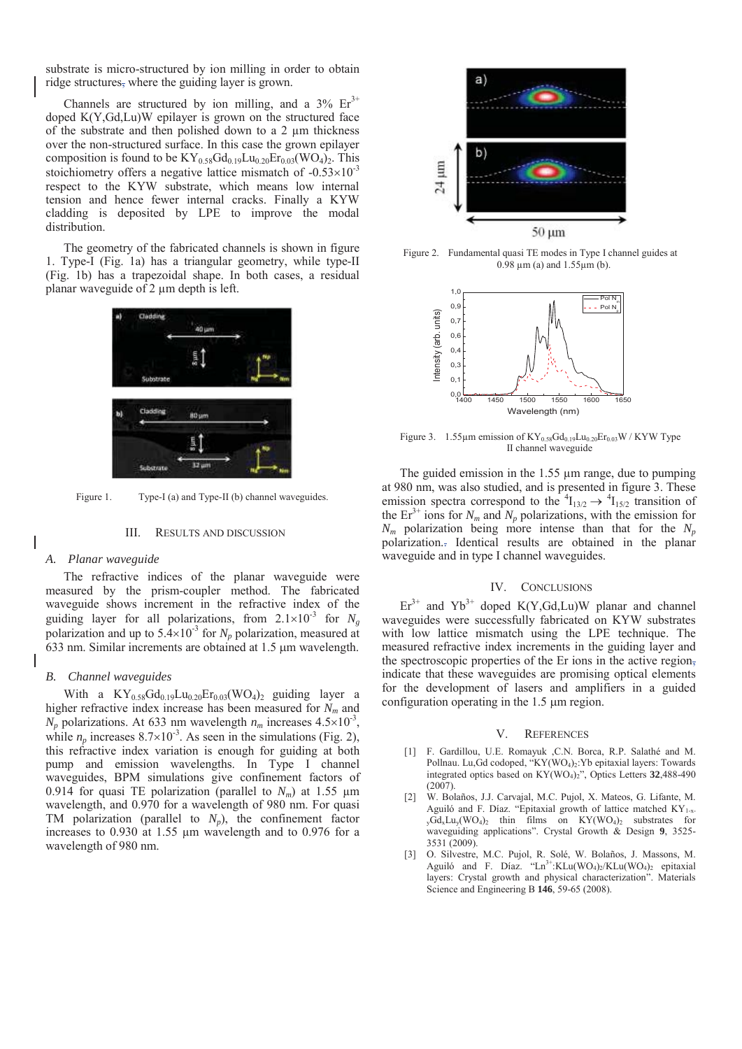substrate is micro-structured by ion milling in order to obtain ridge structures, where the guiding layer is grown.

Channels are structured by ion milling, and a 3% $Er^{3+}$ doped K(Y,Gd,Lu)W epilayer is grown on the structured face of the substrate and then polished down to a 2 µm thickness over the non-structured surface. In this case the grown epilayer composition is found to be $KY_{0.58}Gd_{0.19}Lu_{0.20}Er_{0.03}(WO_4)_2$. This stoichiometry offers a negative lattice mismatch of $-0.53\times10^{-3}$ respect to the KYW substrate, which means low internal tension and hence fewer internal cracks. Finally a KYW cladding is deposited by LPE to improve the modal distribution.

The geometry of the fabricated channels is shown in figure 1. Type-I (Fig. 1a) has a triangular geometry, while type-II (Fig. 1b) has a trapezoidal shape. In both cases, a residual planar waveguide of 2 µm depth is left.

a) Cladding
40 µm
8 µm
Substrate
Np
Ng
Nm

b) Cladding
80 µm
8 µm
32 µm
Substrate
Np
Ng
Nm

Figure 1. Type-I (a) and Type-II (b) channel waveguides.

## III. Results and Discussion

### A. Planar waveguide

The refractive indices of the planar waveguide were measured by the prism-coupler method. The fabricated waveguide shows increment in the refractive index of the guiding layer for all polarizations, from $2.1\times10^{-3}$ for $N_g$ polarization and up to $5.4\times10^{-3}$ for $N_p$ polarization, measured at 633 nm wavelength. Similar increments are obtained at 1.5 µm wavelength.

### B. Channel waveguides

With a $KY_{0.58}Gd_{0.19}Lu_{0.20}Er_{0.03}(WO_4)_2$ guiding layer a higher refractive index increase has been measured for $N_m$ and $N_p$ polarizations. At 633 nm wavelength $n_m$ increases $4.5\times10^{-3}$, while $n_p$ increases $8.7\times10^{-3}$. As seen in the simulations (Fig. 2), this refractive index variation is enough for guiding at both pump and emission wavelengths. In Type I channel waveguides, BPM simulations give confinement factors of 0.914 for quasi TE polarization (parallel to $N_m$) at 1.55 µm wavelength, and 0.970 for a wavelength of 980 nm. For quasi TM polarization (parallel to $N_p$), the confinement factor increases to 0.930 at 1.55 µm wavelength and to 0.976 for a wavelength of 980 nm.

a)
b)
24 µm
50 µm

Figure 2. Fundamental quasi TE modes in Type I channel guides at 0.98 µm (a) and 1.55µm (b).

Intensity (arb. units)
Wavelength (nm)
Pol N_m
Pol N_p
1,0
0,9
0,7
0,6
0,4
0,3
0,1
0,0
1400
1450
1500
1550
1600
1650

Figure 3. 1.55µm emission of $KY_{0.58}Gd_{0.19}Lu_{0.20}Er_{0.03}W$ / KYW Type II channel waveguide

The guided emission in the 1.55 µm range, due to pumping at 980 nm, was also studied, and is presented in figure 3. These emission spectra correspond to the $^4I_{13/2} \rightarrow {}^4I_{15/2}$ transition of the $Er^{3+}$ ions for $N_m$ and $N_p$ polarizations, with the emission for $N_m$ polarization being more intense than that for the $N_p$ polarization. Identical results are obtained in the planar waveguide and in type I channel waveguides.

## IV. Conclusions

$Er^{3+}$ and $Yb^{3+}$ doped K(Y,Gd,Lu)W planar and channel waveguides were successfully fabricated on KYW substrates with low lattice mismatch using the LPE technique. The measured refractive index increments in the guiding layer and the spectroscopic properties of the Er ions in the active region indicate that these waveguides are promising optical elements for the development of lasers and amplifiers in a guided configuration operating in the 1.5 µm region.

## V. References

[1] F. Gardillou, U.E. Romayuk ,C.N. Borca, R.P. Salathé and M. Pollnau. Lu,Gd codoped, "$KY(WO_4)_2$:Yb epitaxial layers: Towards integrated optics based on $KY(WO_4)_2$", Optics Letters **32**,488-490 (2007).

[2] W. Bolaños, J.J. Carvajal, M.C. Pujol, X. Mateos, G. Lifante, M. Aguiló and F. Díaz. "Epitaxial growth of lattice matched $KY_{1-x-y}Gd_xLu_y(WO_4)_2$ thin films on $KY(WO_4)_2$ substrates for waveguiding applications". Crystal Growth & Design **9**, 3525-3531 (2009).

[3] O. Silvestre, M.C. Pujol, R. Solé, W. Bolaños, J. Massons, M. Aguiló and F. Díaz. "$Ln^{3+}$:$KLu(WO_4)_2$/$KLu(WO_4)_2$ epitaxial layers: Crystal growth and physical characterization". Materials Science and Engineering B **146**, 59-65 (2008).